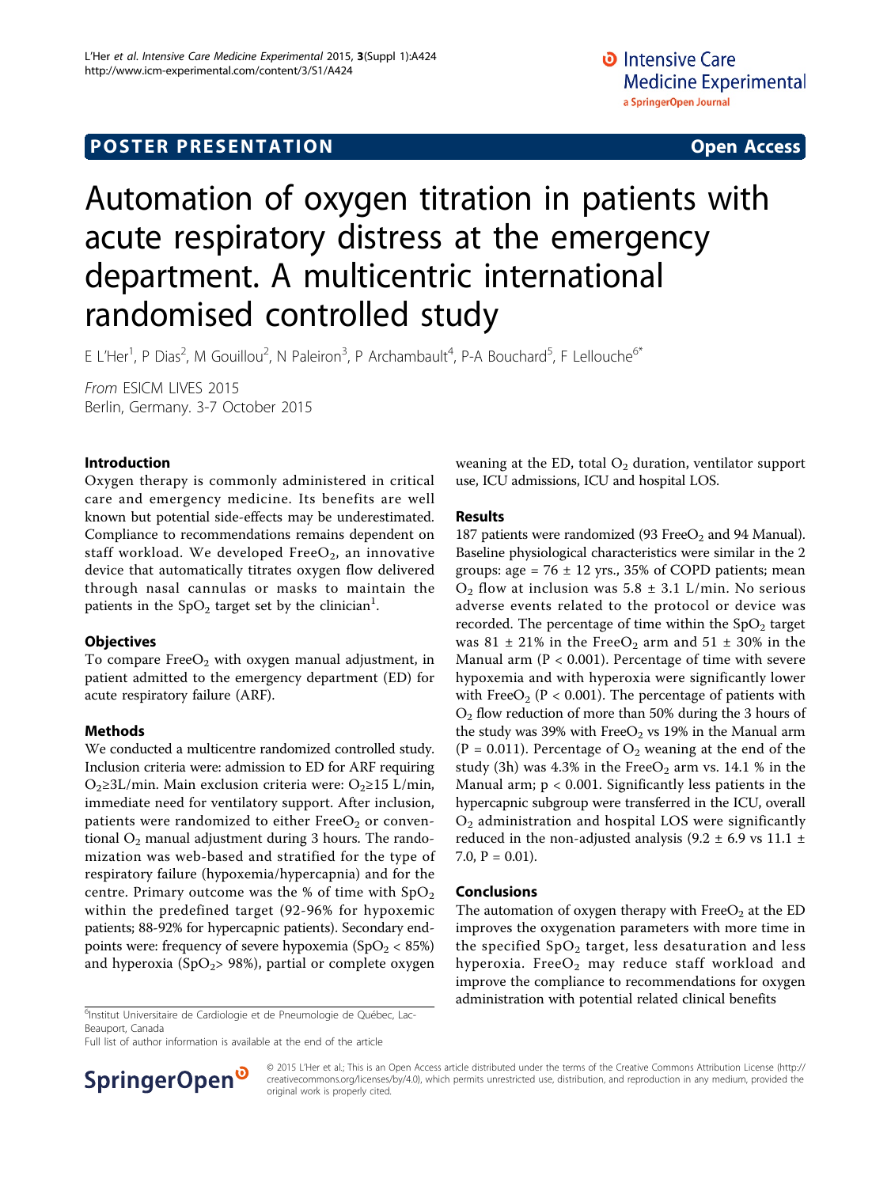POSTER PRESENTATION Open Access

# Automation of oxygen titration in patients with acute respiratory distress at the emergency department. A multicentric international randomised controlled study

E L'Her[1], P Dias[2], M Gouillou[2], N Paleiron[3], P Archambault[4], P-A Bouchard[5], F Lellouche[6*]

*From* ESICM LIVES 2015
Berlin, Germany. 3-7 October 2015

## Introduction

Oxygen therapy is commonly administered in critical care and emergency medicine. Its benefits are well known but potential side-effects may be underestimated. Compliance to recommendations remains dependent on staff workload. We developed Free$O_2$, an innovative device that automatically titrates oxygen flow delivered through nasal cannulas or masks to maintain the patients in the $SpO_2$ target set by the clinician[1].

## Objectives

To compare Free$O_2$ with oxygen manual adjustment, in patient admitted to the emergency department (ED) for acute respiratory failure (ARF).

## Methods

We conducted a multicentre randomized controlled study. Inclusion criteria were: admission to ED for ARF requiring $O_2 \geq 3$L/min. Main exclusion criteria were: $O_2 \geq 15$ L/min, immediate need for ventilatory support. After inclusion, patients were randomized to either Free$O_2$ or conventional $O_2$ manual adjustment during 3 hours. The randomization was web-based and stratified for the type of respiratory failure (hypoxemia/hypercapnia) and for the centre. Primary outcome was the % of time with $SpO_2$ within the predefined target (92-96% for hypoxemic patients; 88-92% for hypercapnic patients). Secondary endpoints were: frequency of severe hypoxemia ($SpO_2$ < 85%) and hyperoxia ($SpO_2$> 98%), partial or complete oxygen weaning at the ED, total $O_2$ duration, ventilator support use, ICU admissions, ICU and hospital LOS.

## Results

187 patients were randomized (93 Free$O_2$ and 94 Manual). Baseline physiological characteristics were similar in the 2 groups: age = 76 ± 12 yrs., 35% of COPD patients; mean $O_2$ flow at inclusion was 5.8 ± 3.1 L/min. No serious adverse events related to the protocol or device was recorded. The percentage of time within the $SpO_2$ target was 81 ± 21% in the Free$O_2$ arm and 51 ± 30% in the Manual arm ($P < 0.001$). Percentage of time with severe hypoxemia and with hyperoxia were significantly lower with Free$O_2$ ($P < 0.001$). The percentage of patients with $O_2$ flow reduction of more than 50% during the 3 hours of the study was 39% with Free$O_2$ vs 19% in the Manual arm ($P = 0.011$). Percentage of $O_2$ weaning at the end of the study (3h) was 4.3% in the Free$O_2$ arm vs. 14.1 % in the Manual arm; $p < 0.001$. Significantly less patients in the hypercapnic subgroup were transferred in the ICU, overall $O_2$ administration and hospital LOS were significantly reduced in the non-adjusted analysis (9.2 ± 6.9 vs 11.1 ± 7.0, $P = 0.01$).

## Conclusions

The automation of oxygen therapy with Free$O_2$ at the ED improves the oxygenation parameters with more time in the specified $SpO_2$ target, less desaturation and less hyperoxia. Free$O_2$ may reduce staff workload and improve the compliance to recommendations for oxygen administration with potential related clinical benefits

[6]Institut Universitaire de Cardiologie et de Pneumologie de Québec, Lac-Beauport, Canada
Full list of author information is available at the end of the article

© 2015 L'Her et al.; This is an Open Access article distributed under the terms of the Creative Commons Attribution License (http://creativecommons.org/licenses/by/4.0), which permits unrestricted use, distribution, and reproduction in any medium, provided the original work is properly cited.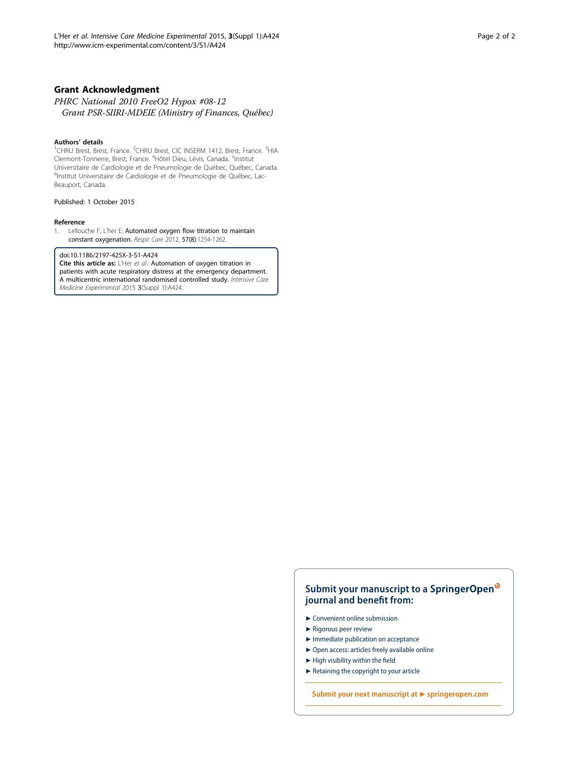## Grant Acknowledgment

*PHRC National 2010 FreeO2 Hypox #08-12*
*Grant PSR-SIIRI-MDEIE (Ministry of Finances, Québec)*

### Authors' details

[1]CHRU Brest, Brest, France. [2]CHRU Brest, CIC INSERM 1412, Brest, France. [3]HIA Clermont-Tonnerre, Brest, France. [4]Hôtel Dieu, Lévis, Canada. [5]Institut Universitaire de Cardiologie et de Pneumologie de Québec, Québec, Canada. [6]Institut Universitaire de Cardiologie et de Pneumologie de Québec, Lac-Beauport, Canada.

Published: 1 October 2015

### Reference

1. Lellouche F, L'her E: **Automated oxygen flow titration to maintain constant oxygenation.** *Respir Care* 2012, **57(8)**:1254-1262.

doi:10.1186/2197-425X-3-S1-A424
**Cite this article as:** L'Her *et al.*: Automation of oxygen titration in patients with acute respiratory distress at the emergency department. A multicentric international randomised controlled study. *Intensive Care Medicine Experimental* 2015 **3**(Suppl 1):A424.

**Submit your manuscript to a SpringerOpen journal and benefit from:**

- ► Convenient online submission
- ► Rigorous peer review
- ► Immediate publication on acceptance
- ► Open access: articles freely available online
- ► High visibility within the field
- ► Retaining the copyright to your article

**Submit your next manuscript at ► springeropen.com**